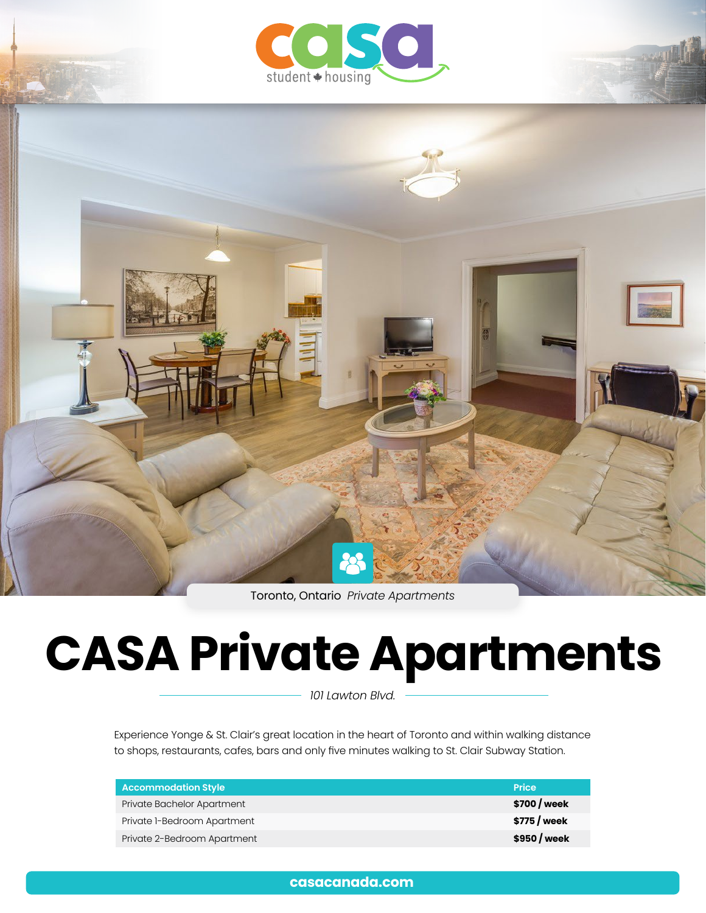casa student housing

Toronto, Ontario *Private Apartments*

# CASA Private Apartments

*101 Lawton Blvd.*

Experience Yonge & St. Clair's great location in the heart of Toronto and within walking distance to shops, restaurants, cafes, bars and only five minutes walking to St. Clair Subway Station.

| Accommodation Style | Price |
|---|---|
| Private Bachelor Apartment | **$700 / week** |
| Private 1-Bedroom Apartment | **$775 / week** |
| Private 2-Bedroom Apartment | **$950 / week** |

**casacanada.com**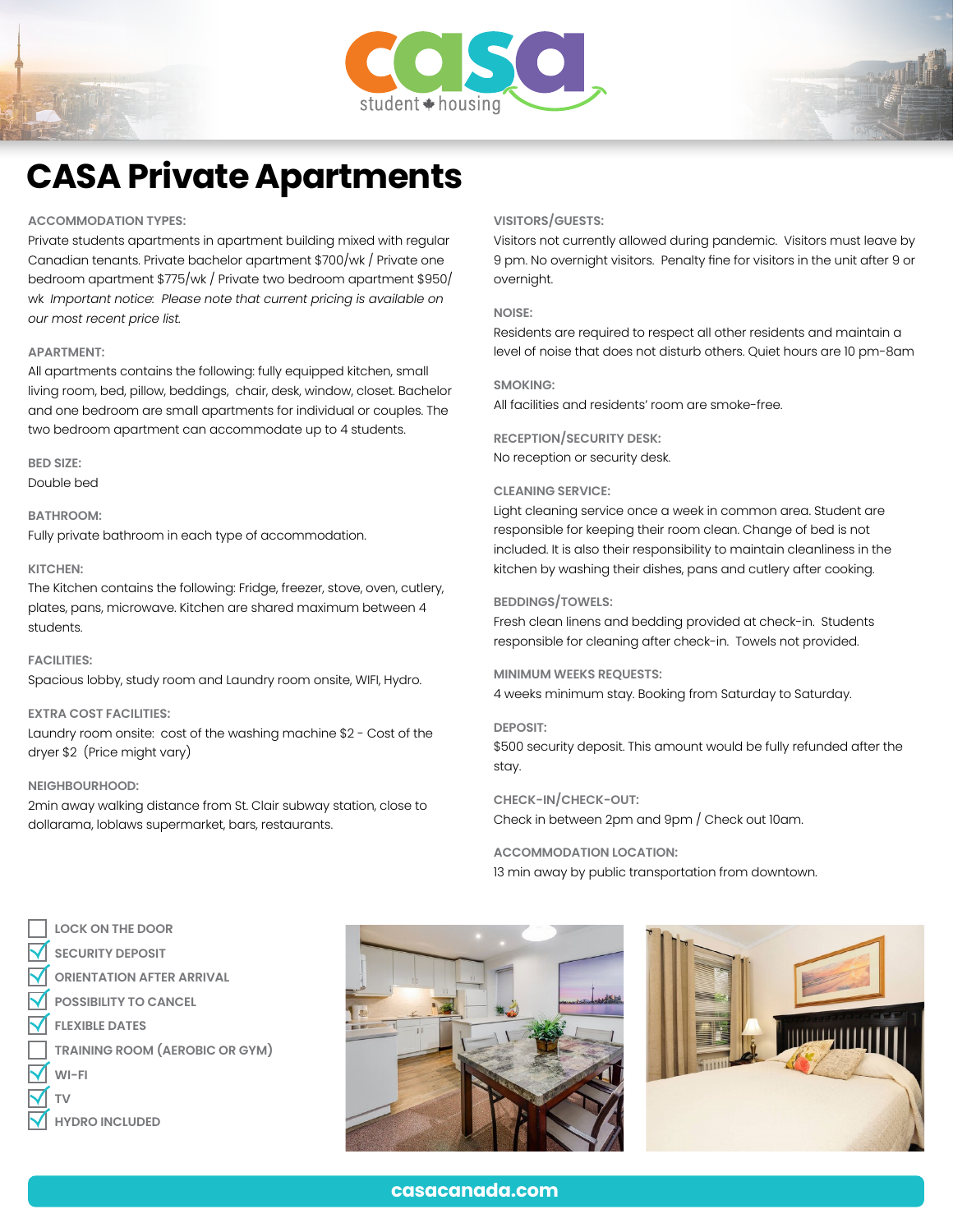casa student housing

# CASA Private Apartments

**ACCOMMODATION TYPES:**

Private students apartments in apartment building mixed with regular Canadian tenants. Private bachelor apartment $700/wk / Private one bedroom apartment $775/wk / Private two bedroom apartment $950/wk *Important notice: Please note that current pricing is available on our most recent price list.*

**APARTMENT:**

All apartments contains the following: fully equipped kitchen, small living room, bed, pillow, beddings, chair, desk, window, closet. Bachelor and one bedroom are small apartments for individual or couples. The two bedroom apartment can accommodate up to 4 students.

**BED SIZE:**

Double bed

**BATHROOM:**

Fully private bathroom in each type of accommodation.

**KITCHEN:**

The Kitchen contains the following: Fridge, freezer, stove, oven, cutlery, plates, pans, microwave. Kitchen are shared maximum between 4 students.

**FACILITIES:**

Spacious lobby, study room and Laundry room onsite, WIFI, Hydro.

**EXTRA COST FACILITIES:**

Laundry room onsite: cost of the washing machine $2 - Cost of the dryer $2 (Price might vary)

**NEIGHBOURHOOD:**

2min away walking distance from St. Clair subway station, close to dollarama, loblaws supermarket, bars, restaurants.

**VISITORS/GUESTS:**

Visitors not currently allowed during pandemic. Visitors must leave by 9 pm. No overnight visitors. Penalty fine for visitors in the unit after 9 or overnight.

**NOISE:**

Residents are required to respect all other residents and maintain a level of noise that does not disturb others. Quiet hours are 10 pm-8am

**SMOKING:**

All facilities and residents' room are smoke-free.

**RECEPTION/SECURITY DESK:**

No reception or security desk.

**CLEANING SERVICE:**

Light cleaning service once a week in common area. Student are responsible for keeping their room clean. Change of bed is not included. It is also their responsibility to maintain cleanliness in the kitchen by washing their dishes, pans and cutlery after cooking.

**BEDDINGS/TOWELS:**

Fresh clean linens and bedding provided at check-in. Students responsible for cleaning after check-in. Towels not provided.

**MINIMUM WEEKS REQUESTS:**

4 weeks minimum stay. Booking from Saturday to Saturday.

**DEPOSIT:**

$500 security deposit. This amount would be fully refunded after the stay.

**CHECK-IN/CHECK-OUT:**

Check in between 2pm and 9pm / Check out 10am.

**ACCOMMODATION LOCATION:**

13 min away by public transportation from downtown.

- [ ] LOCK ON THE DOOR
- [x] SECURITY DEPOSIT
- [x] ORIENTATION AFTER ARRIVAL
- [x] POSSIBILITY TO CANCEL
- [x] FLEXIBLE DATES
- [ ] TRAINING ROOM (AEROBIC OR GYM)
- [x] WI-FI
- [x] TV
- [x] HYDRO INCLUDED

casacanada.com